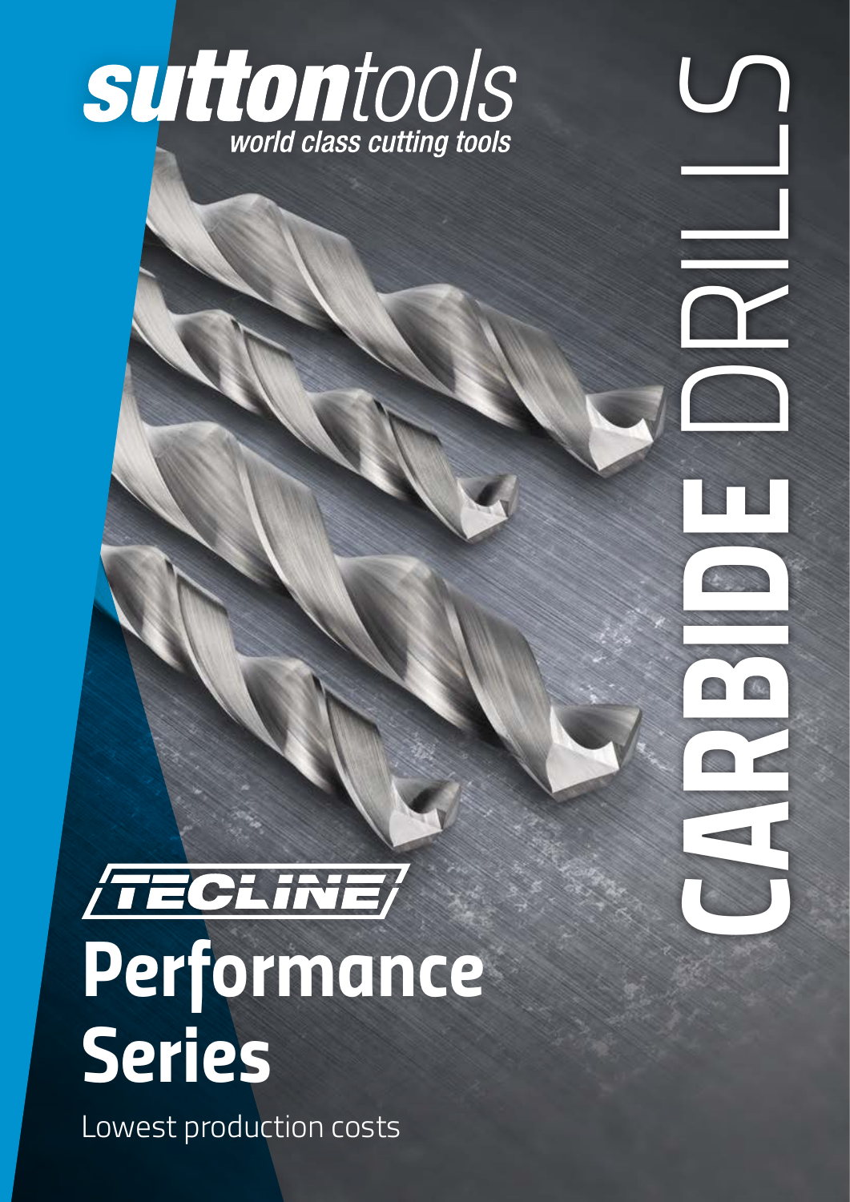# suttontools

*world class cutting tools*

# CARBIDE DRILLS

TECLINE

# Performance Series

Lowest production costs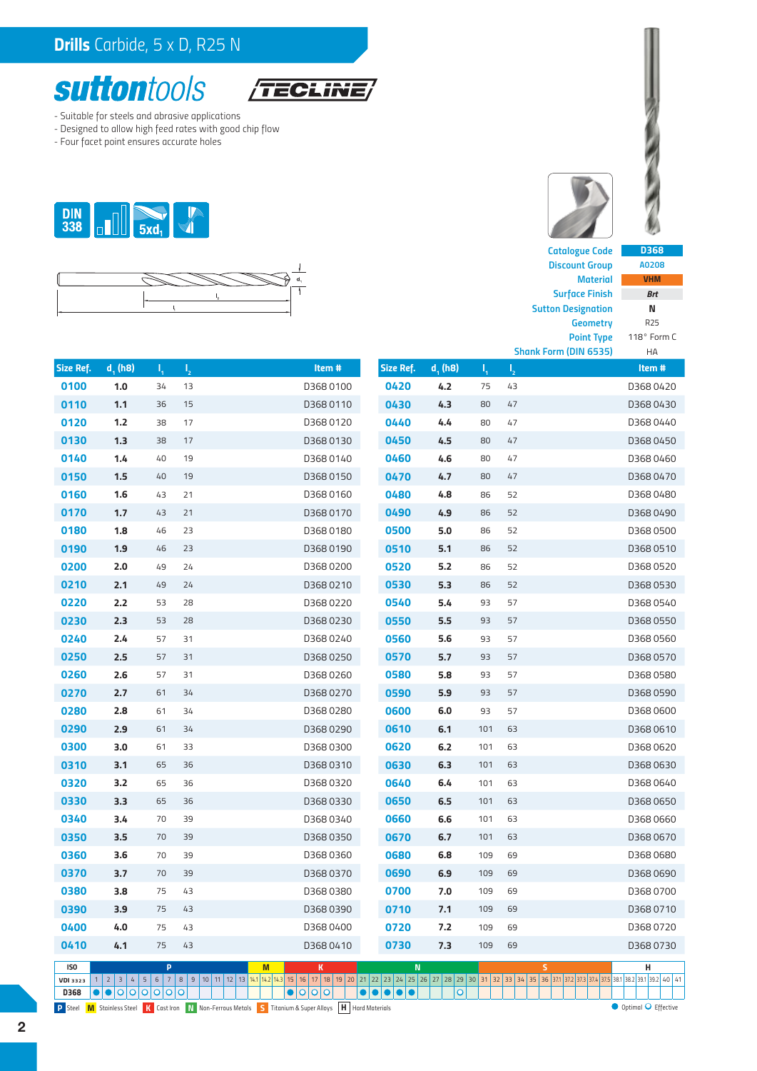# Drills Carbide, 5 x D, R25 N

suttontools TECLINE

- Suitable for steels and abrasive applications
- Designed to allow high feed rates with good chip flow
- Four facet point ensures accurate holes

DIN 338 | 5xd1

| | |
|---|---|
| Catalogue Code | D368 |
| Discount Group | A0208 |
| Material | VHM |
| Surface Finish | Brt |
| Sutton Designation | N |
| Geometry | R25 |
| Point Type | 118° Form C |
| Shank Form (DIN 6535) | HA |

| Size Ref. | $d_1$ (h8) | $l_1$ | $l_2$ | Item # |
|---|---|---|---|---|
| 0100 | 1.0 | 34 | 13 | D368 0100 |
| 0110 | 1.1 | 36 | 15 | D368 0110 |
| 0120 | 1.2 | 38 | 17 | D368 0120 |
| 0130 | 1.3 | 38 | 17 | D368 0130 |
| 0140 | 1.4 | 40 | 19 | D368 0140 |
| 0150 | 1.5 | 40 | 19 | D368 0150 |
| 0160 | 1.6 | 43 | 21 | D368 0160 |
| 0170 | 1.7 | 43 | 21 | D368 0170 |
| 0180 | 1.8 | 46 | 23 | D368 0180 |
| 0190 | 1.9 | 46 | 23 | D368 0190 |
| 0200 | 2.0 | 49 | 24 | D368 0200 |
| 0210 | 2.1 | 49 | 24 | D368 0210 |
| 0220 | 2.2 | 53 | 28 | D368 0220 |
| 0230 | 2.3 | 53 | 28 | D368 0230 |
| 0240 | 2.4 | 57 | 31 | D368 0240 |
| 0250 | 2.5 | 57 | 31 | D368 0250 |
| 0260 | 2.6 | 57 | 31 | D368 0260 |
| 0270 | 2.7 | 61 | 34 | D368 0270 |
| 0280 | 2.8 | 61 | 34 | D368 0280 |
| 0290 | 2.9 | 61 | 34 | D368 0290 |
| 0300 | 3.0 | 61 | 33 | D368 0300 |
| 0310 | 3.1 | 65 | 36 | D368 0310 |
| 0320 | 3.2 | 65 | 36 | D368 0320 |
| 0330 | 3.3 | 65 | 36 | D368 0330 |
| 0340 | 3.4 | 70 | 39 | D368 0340 |
| 0350 | 3.5 | 70 | 39 | D368 0350 |
| 0360 | 3.6 | 70 | 39 | D368 0360 |
| 0370 | 3.7 | 70 | 39 | D368 0370 |
| 0380 | 3.8 | 75 | 43 | D368 0380 |
| 0390 | 3.9 | 75 | 43 | D368 0390 |
| 0400 | 4.0 | 75 | 43 | D368 0400 |
| 0410 | 4.1 | 75 | 43 | D368 0410 |
| 0420 | 4.2 | 75 | 43 | D368 0420 |
| 0430 | 4.3 | 80 | 47 | D368 0430 |
| 0440 | 4.4 | 80 | 47 | D368 0440 |
| 0450 | 4.5 | 80 | 47 | D368 0450 |
| 0460 | 4.6 | 80 | 47 | D368 0460 |
| 0470 | 4.7 | 80 | 47 | D368 0470 |
| 0480 | 4.8 | 86 | 52 | D368 0480 |
| 0490 | 4.9 | 86 | 52 | D368 0490 |
| 0500 | 5.0 | 86 | 52 | D368 0500 |
| 0510 | 5.1 | 86 | 52 | D368 0510 |
| 0520 | 5.2 | 86 | 52 | D368 0520 |
| 0530 | 5.3 | 86 | 52 | D368 0530 |
| 0540 | 5.4 | 93 | 57 | D368 0540 |
| 0550 | 5.5 | 93 | 57 | D368 0550 |
| 0560 | 5.6 | 93 | 57 | D368 0560 |
| 0570 | 5.7 | 93 | 57 | D368 0570 |
| 0580 | 5.8 | 93 | 57 | D368 0580 |
| 0590 | 5.9 | 93 | 57 | D368 0590 |
| 0600 | 6.0 | 93 | 57 | D368 0600 |
| 0610 | 6.1 | 101 | 63 | D368 0610 |
| 0620 | 6.2 | 101 | 63 | D368 0620 |
| 0630 | 6.3 | 101 | 63 | D368 0630 |
| 0640 | 6.4 | 101 | 63 | D368 0640 |
| 0650 | 6.5 | 101 | 63 | D368 0650 |
| 0660 | 6.6 | 101 | 63 | D368 0660 |
| 0670 | 6.7 | 101 | 63 | D368 0670 |
| 0680 | 6.8 | 109 | 69 | D368 0680 |
| 0690 | 6.9 | 109 | 69 | D368 0690 |
| 0700 | 7.0 | 109 | 69 | D368 0700 |
| 0710 | 7.1 | 109 | 69 | D368 0710 |
| 0720 | 7.2 | 109 | 69 | D368 0720 |
| 0730 | 7.3 | 109 | 69 | D368 0730 |

| ISO | P | M | K | N | S | H |
|---|---|---|---|---|---|---|
| VDI 3323 | 1–13 | 14.1–14.3 | 15–20 | 21–30 | 31–37.5 | 38.1–41 |
| D368 | ● 1, ● 2, ○ 3, ○ 4, ○ 5, ○ 6, ○ 7, ○ 8 | | ● 15, ○ 16, ○ 17, ○ 18 | ● 21, ● 22, ● 23, ● 24, ● 25, ○ 29 | | |

P Steel | M Stainless Steel | K Cast Iron | N Non-Ferrous Metals | S Titanium & Super Alloys | H Hard Materials

● Optimal ○ Effective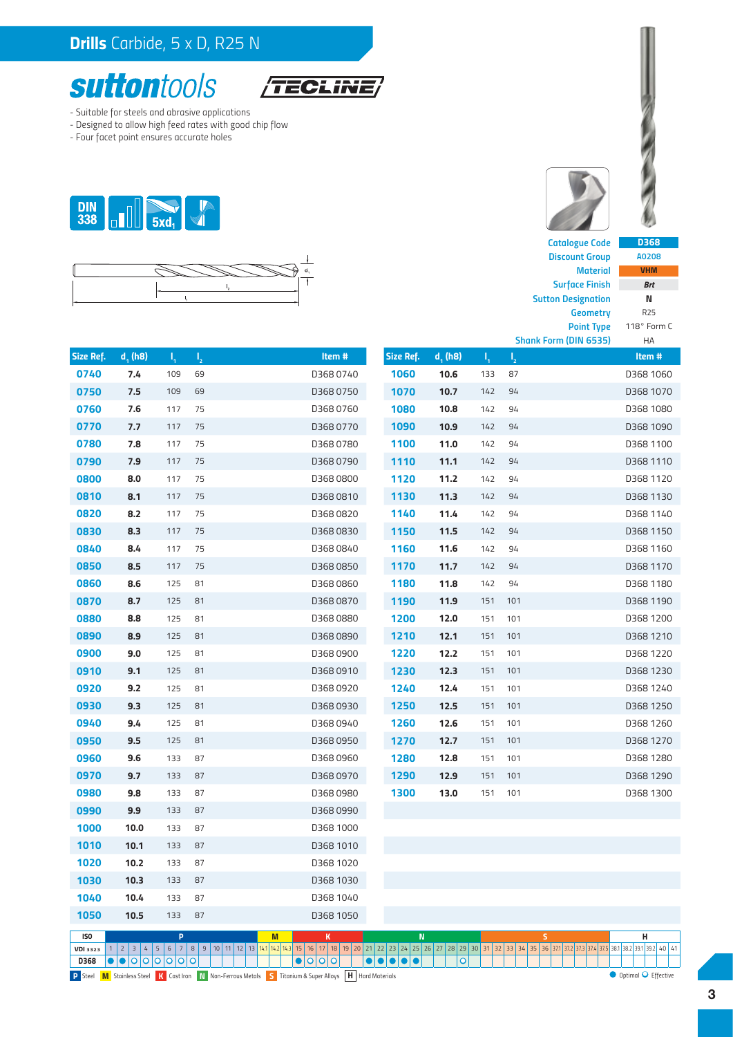## **Drills** Carbide, 5 x D, R25 N

**suttontools** TECLINE

- Suitable for steels and abrasive applications
- Designed to allow high feed rates with good chip flow
- Four facet point ensures accurate holes

DIN 338 | 5xd₁

| | |
|---|---|
| Catalogue Code | D368 |
| Discount Group | A0208 |
| Material | VHM |
| Surface Finish | Brt |
| Sutton Designation | N |
| Geometry | R25 |
| Point Type | 118° Form C |
| Shank Form (DIN 6535) | HA |

| Size Ref. | $d_1$ (h8) | $l_1$ | $l_2$ | Item # |
|---|---|---|---|---|
| 0740 | 7.4 | 109 | 69 | D368 0740 |
| 0750 | 7.5 | 109 | 69 | D368 0750 |
| 0760 | 7.6 | 117 | 75 | D368 0760 |
| 0770 | 7.7 | 117 | 75 | D368 0770 |
| 0780 | 7.8 | 117 | 75 | D368 0780 |
| 0790 | 7.9 | 117 | 75 | D368 0790 |
| 0800 | 8.0 | 117 | 75 | D368 0800 |
| 0810 | 8.1 | 117 | 75 | D368 0810 |
| 0820 | 8.2 | 117 | 75 | D368 0820 |
| 0830 | 8.3 | 117 | 75 | D368 0830 |
| 0840 | 8.4 | 117 | 75 | D368 0840 |
| 0850 | 8.5 | 117 | 75 | D368 0850 |
| 0860 | 8.6 | 125 | 81 | D368 0860 |
| 0870 | 8.7 | 125 | 81 | D368 0870 |
| 0880 | 8.8 | 125 | 81 | D368 0880 |
| 0890 | 8.9 | 125 | 81 | D368 0890 |
| 0900 | 9.0 | 125 | 81 | D368 0900 |
| 0910 | 9.1 | 125 | 81 | D368 0910 |
| 0920 | 9.2 | 125 | 81 | D368 0920 |
| 0930 | 9.3 | 125 | 81 | D368 0930 |
| 0940 | 9.4 | 125 | 81 | D368 0940 |
| 0950 | 9.5 | 125 | 81 | D368 0950 |
| 0960 | 9.6 | 133 | 87 | D368 0960 |
| 0970 | 9.7 | 133 | 87 | D368 0970 |
| 0980 | 9.8 | 133 | 87 | D368 0980 |
| 0990 | 9.9 | 133 | 87 | D368 0990 |
| 1000 | 10.0 | 133 | 87 | D368 1000 |
| 1010 | 10.1 | 133 | 87 | D368 1010 |
| 1020 | 10.2 | 133 | 87 | D368 1020 |
| 1030 | 10.3 | 133 | 87 | D368 1030 |
| 1040 | 10.4 | 133 | 87 | D368 1040 |
| 1050 | 10.5 | 133 | 87 | D368 1050 |
| 1060 | 10.6 | 133 | 87 | D368 1060 |
| 1070 | 10.7 | 142 | 94 | D368 1070 |
| 1080 | 10.8 | 142 | 94 | D368 1080 |
| 1090 | 10.9 | 142 | 94 | D368 1090 |
| 1100 | 11.0 | 142 | 94 | D368 1100 |
| 1110 | 11.1 | 142 | 94 | D368 1110 |
| 1120 | 11.2 | 142 | 94 | D368 1120 |
| 1130 | 11.3 | 142 | 94 | D368 1130 |
| 1140 | 11.4 | 142 | 94 | D368 1140 |
| 1150 | 11.5 | 142 | 94 | D368 1150 |
| 1160 | 11.6 | 142 | 94 | D368 1160 |
| 1170 | 11.7 | 142 | 94 | D368 1170 |
| 1180 | 11.8 | 142 | 94 | D368 1180 |
| 1190 | 11.9 | 151 | 101 | D368 1190 |
| 1200 | 12.0 | 151 | 101 | D368 1200 |
| 1210 | 12.1 | 151 | 101 | D368 1210 |
| 1220 | 12.2 | 151 | 101 | D368 1220 |
| 1230 | 12.3 | 151 | 101 | D368 1230 |
| 1240 | 12.4 | 151 | 101 | D368 1240 |
| 1250 | 12.5 | 151 | 101 | D368 1250 |
| 1260 | 12.6 | 151 | 101 | D368 1260 |
| 1270 | 12.7 | 151 | 101 | D368 1270 |
| 1280 | 12.8 | 151 | 101 | D368 1280 |
| 1290 | 12.9 | 151 | 101 | D368 1290 |
| 1300 | 13.0 | 151 | 101 | D368 1300 |

| ISO | P | M | K | N | S | H |
|---|---|---|---|---|---|---|
| VDI 3323 | 1–13 | 14.1–14.3 | 15–20 | 21–30 | 31–37.5 | 38.1–41 |
| D368 | 1 ●, 2 ●, 3 ○, 4 ○, 5 ○, 6 ○, 7 ○, 8 ○ | | 15 ●, 16 ○, 17 ○, 18 ○ | 21 ●, 22 ●, 23 ●, 24 ●, 25 ●, 29 ○ | | |

P Steel · M Stainless Steel · K Cast Iron · N Non-Ferrous Metals · S Titanium & Super Alloys · H Hard Materials

● Optimal ○ Effective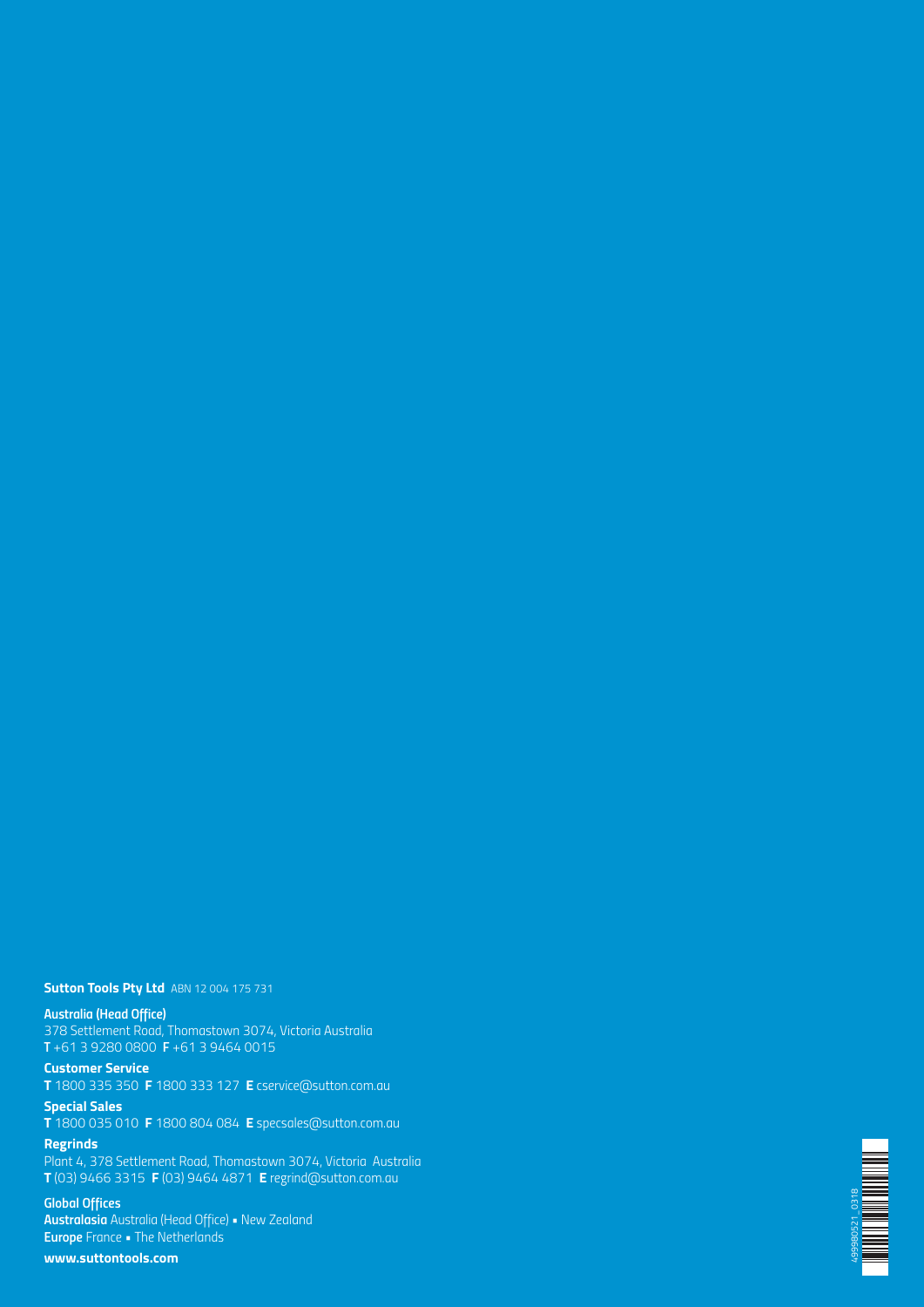**Sutton Tools Pty Ltd** ABN 12 004 175 731

**Australia (Head Office)**
378 Settlement Road, Thomastown 3074, Victoria Australia
**T** +61 3 9280 0800 **F** +61 3 9464 0015

**Customer Service**
**T** 1800 335 350 **F** 1800 333 127 **E** cservice@sutton.com.au

**Special Sales**
**T** 1800 035 010 **F** 1800 804 084 **E** specsales@sutton.com.au

**Regrinds**
Plant 4, 378 Settlement Road, Thomastown 3074, Victoria Australia
**T** (03) 9466 3315 **F** (03) 9464 4871 **E** regrind@sutton.com.au

**Global Offices**
**Australasia** Australia (Head Office) • New Zealand
**Europe** France • The Netherlands

**www.suttontools.com**

499980521_0319